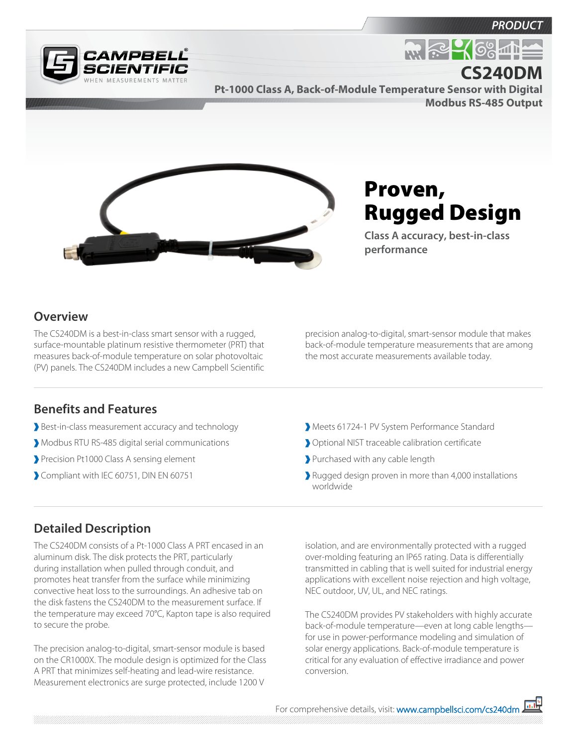PRODUCT

# CS240DM

**Pt-1000 Class A, Back-of-Module Temperature Sensor with Digital Modbus RS-485 Output**

# Proven, Rugged Design

**Class A accuracy, best-in-class performance**

## Overview

The CS240DM is a best-in-class smart sensor with a rugged, surface-mountable platinum resistive thermometer (PRT) that measures back-of-module temperature on solar photovoltaic (PV) panels. The CS240DM includes a new Campbell Scientific precision analog-to-digital, smart-sensor module that makes back-of-module temperature measurements that are among the most accurate measurements available today.

## Benefits and Features

- Best-in-class measurement accuracy and technology
- Modbus RTU RS-485 digital serial communications
- Precision Pt1000 Class A sensing element
- Compliant with IEC 60751, DIN EN 60751
- Meets 61724-1 PV System Performance Standard
- Optional NIST traceable calibration certificate
- Purchased with any cable length
- Rugged design proven in more than 4,000 installations worldwide

## Detailed Description

The CS240DM consists of a Pt-1000 Class A PRT encased in an aluminum disk. The disk protects the PRT, particularly during installation when pulled through conduit, and promotes heat transfer from the surface while minimizing convective heat loss to the surroundings. An adhesive tab on the disk fastens the CS240DM to the measurement surface. If the temperature may exceed 70°C, Kapton tape is also required to secure the probe.

The precision analog-to-digital, smart-sensor module is based on the CR1000X. The module design is optimized for the Class A PRT that minimizes self-heating and lead-wire resistance. Measurement electronics are surge protected, include 1200 V isolation, and are environmentally protected with a rugged over-molding featuring an IP65 rating. Data is differentially transmitted in cabling that is well suited for industrial energy applications with excellent noise rejection and high voltage, NEC outdoor, UV, UL, and NEC ratings.

The CS240DM provides PV stakeholders with highly accurate back-of-module temperature—even at long cable lengths—for use in power-performance modeling and simulation of solar energy applications. Back-of-module temperature is critical for any evaluation of effective irradiance and power conversion.

For comprehensive details, visit: www.campbellsci.com/cs240dm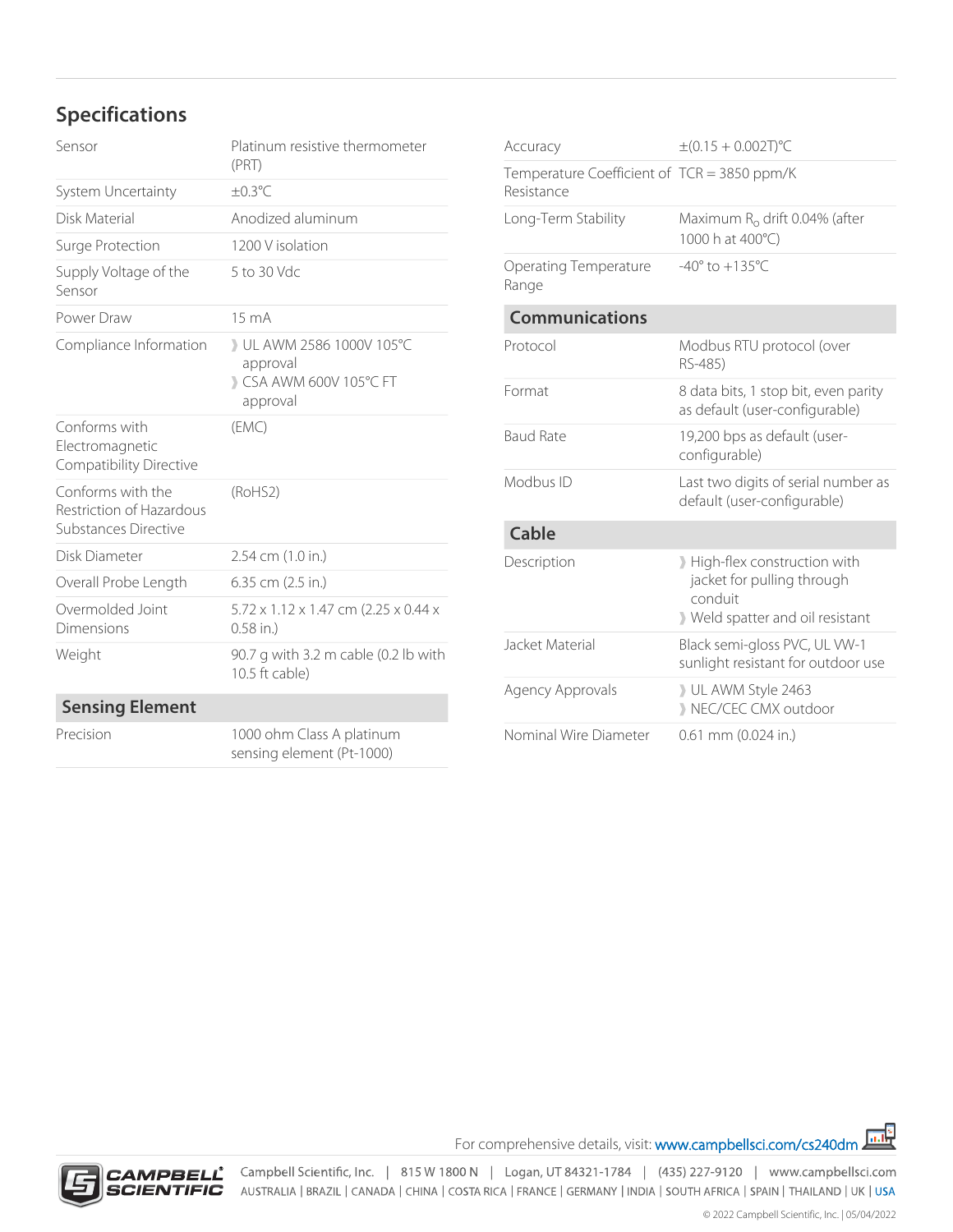## Specifications

| | |
|---|---|
| Sensor | Platinum resistive thermometer (PRT) |
| System Uncertainty | ±0.3°C |
| Disk Material | Anodized aluminum |
| Surge Protection | 1200 V isolation |
| Supply Voltage of the Sensor | 5 to 30 Vdc |
| Power Draw | 15 mA |
| Compliance Information | UL AWM 2586 1000V 105°C approval; CSA AWM 600V 105°C FT approval |
| Conforms with Electromagnetic Compatibility Directive | (EMC) |
| Conforms with the Restriction of Hazardous Substances Directive | (RoHS2) |
| Disk Diameter | 2.54 cm (1.0 in.) |
| Overall Probe Length | 6.35 cm (2.5 in.) |
| Overmolded Joint Dimensions | 5.72 x 1.12 x 1.47 cm (2.25 x 0.44 x 0.58 in.) |
| Weight | 90.7 g with 3.2 m cable (0.2 lb with 10.5 ft cable) |

### Sensing Element

| | |
|---|---|
| Precision | 1000 ohm Class A platinum sensing element (Pt-1000) |
| Accuracy | ±(0.15 + 0.002T)°C |
| Temperature Coefficient of Resistance | TCR = 3850 ppm/K |
| Long-Term Stability | Maximum $R_0$ drift 0.04% (after 1000 h at 400°C) |
| Operating Temperature Range | -40° to +135°C |

### Communications

| | |
|---|---|
| Protocol | Modbus RTU protocol (over RS-485) |
| Format | 8 data bits, 1 stop bit, even parity as default (user-configurable) |
| Baud Rate | 19,200 bps as default (user-configurable) |
| Modbus ID | Last two digits of serial number as default (user-configurable) |

### Cable

| | |
|---|---|
| Description | High-flex construction with jacket for pulling through conduit; Weld spatter and oil resistant |
| Jacket Material | Black semi-gloss PVC, UL VW-1 sunlight resistant for outdoor use |
| Agency Approvals | UL AWM Style 2463; NEC/CEC CMX outdoor |
| Nominal Wire Diameter | 0.61 mm (0.024 in.) |

For comprehensive details, visit: www.campbellsci.com/cs240dm

Campbell Scientific, Inc. | 815 W 1800 N | Logan, UT 84321-1784 | (435) 227-9120 | www.campbellsci.com

AUSTRALIA | BRAZIL | CANADA | CHINA | COSTA RICA | FRANCE | GERMANY | INDIA | SOUTH AFRICA | SPAIN | THAILAND | UK | USA

© 2022 Campbell Scientific, Inc. | 05/04/2022